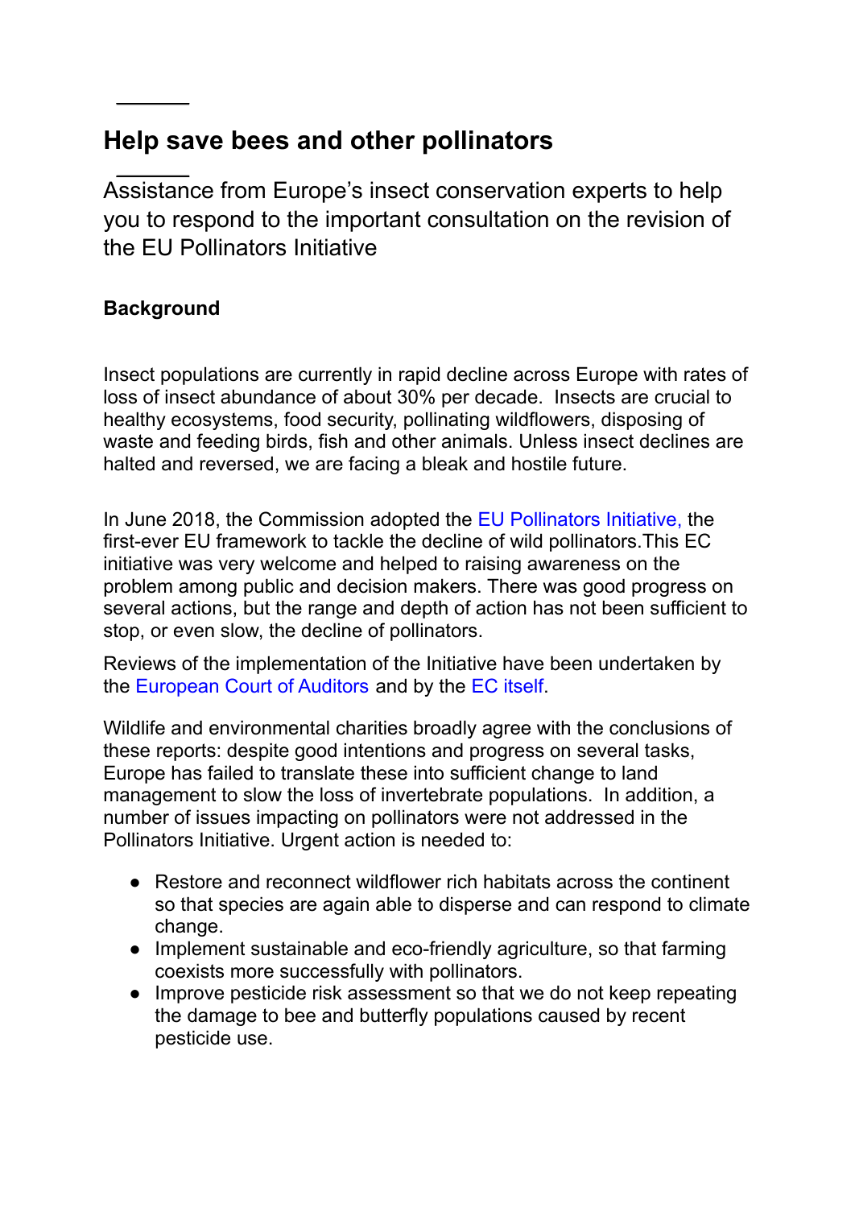## Help save bees and other pollinators

Assistance from Europe's insect conservation experts to help you to respond to the important consultation on the revision of the EU Pollinators Initiative

### Background

Insect populations are currently in rapid decline across Europe with rates of loss of insect abundance of about 30% per decade. Insects are crucial to healthy ecosystems, food security, pollinating wildflowers, disposing of waste and feeding birds, fish and other animals. Unless insect declines are halted and reversed, we are facing a bleak and hostile future.

In June 2018, the Commission adopted the EU Pollinators Initiative, the first-ever EU framework to tackle the decline of wild pollinators.This EC initiative was very welcome and helped to raising awareness on the problem among public and decision makers. There was good progress on several actions, but the range and depth of action has not been sufficient to stop, or even slow, the decline of pollinators.

Reviews of the implementation of the Initiative have been undertaken by the European Court of Auditors and by the EC itself.

Wildlife and environmental charities broadly agree with the conclusions of these reports: despite good intentions and progress on several tasks, Europe has failed to translate these into sufficient change to land management to slow the loss of invertebrate populations. In addition, a number of issues impacting on pollinators were not addressed in the Pollinators Initiative. Urgent action is needed to:

- Restore and reconnect wildflower rich habitats across the continent so that species are again able to disperse and can respond to climate change.
- Implement sustainable and eco-friendly agriculture, so that farming coexists more successfully with pollinators.
- Improve pesticide risk assessment so that we do not keep repeating the damage to bee and butterfly populations caused by recent pesticide use.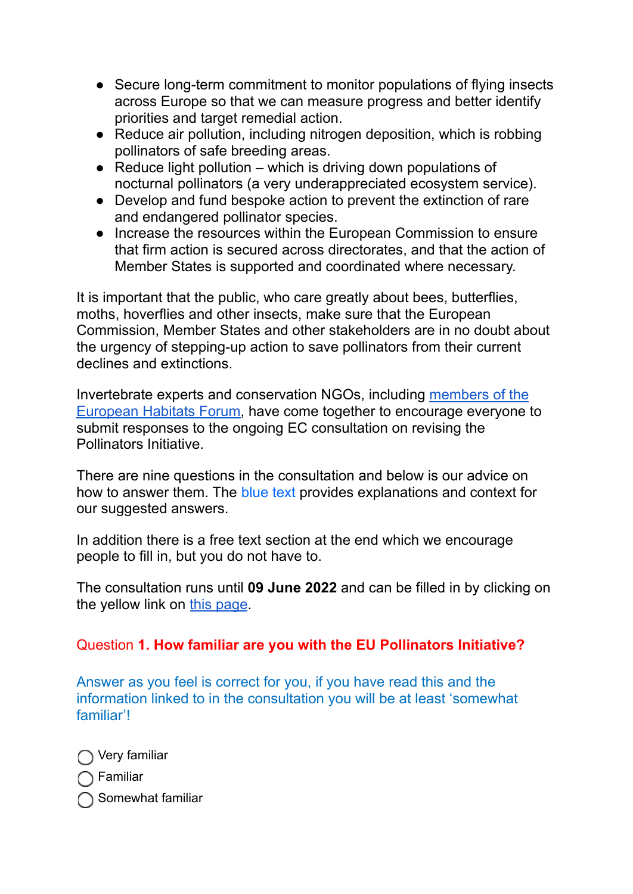- Secure long-term commitment to monitor populations of flying insects across Europe so that we can measure progress and better identify priorities and target remedial action.
- Reduce air pollution, including nitrogen deposition, which is robbing pollinators of safe breeding areas.
- Reduce light pollution – which is driving down populations of nocturnal pollinators (a very underappreciated ecosystem service).
- Develop and fund bespoke action to prevent the extinction of rare and endangered pollinator species.
- Increase the resources within the European Commission to ensure that firm action is secured across directorates, and that the action of Member States is supported and coordinated where necessary.

It is important that the public, who care greatly about bees, butterflies, moths, hoverflies and other insects, make sure that the European Commission, Member States and other stakeholders are in no doubt about the urgency of stepping-up action to save pollinators from their current declines and extinctions.

Invertebrate experts and conservation NGOs, including members of the European Habitats Forum, have come together to encourage everyone to submit responses to the ongoing EC consultation on revising the Pollinators Initiative.

There are nine questions in the consultation and below is our advice on how to answer them. The blue text provides explanations and context for our suggested answers.

In addition there is a free text section at the end which we encourage people to fill in, but you do not have to.

The consultation runs until **09 June 2022** and can be filled in by clicking on the yellow link on this page.

**Question 1. How familiar are you with the EU Pollinators Initiative?**

Answer as you feel is correct for you, if you have read this and the information linked to in the consultation you will be at least 'somewhat familiar'!

- ◯ Very familiar
- ◯ Familiar
- ◯ Somewhat familiar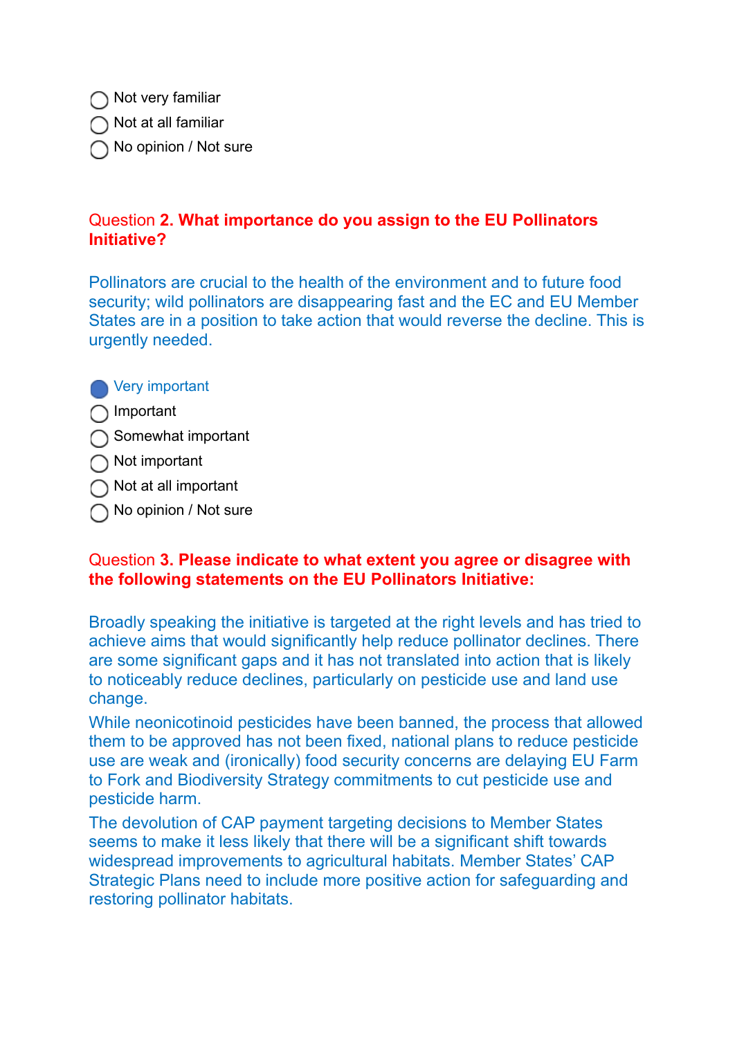- ◯ Not very familiar
- ◯ Not at all familiar
- ◯ No opinion / Not sure

Question **2. What importance do you assign to the EU Pollinators Initiative?**

Pollinators are crucial to the health of the environment and to future food security; wild pollinators are disappearing fast and the EC and EU Member States are in a position to take action that would reverse the decline. This is urgently needed.

- ● Very important
- ◯ Important
- ◯ Somewhat important
- ◯ Not important
- ◯ Not at all important
- ◯ No opinion / Not sure

Question **3. Please indicate to what extent you agree or disagree with the following statements on the EU Pollinators Initiative:**

Broadly speaking the initiative is targeted at the right levels and has tried to achieve aims that would significantly help reduce pollinator declines. There are some significant gaps and it has not translated into action that is likely to noticeably reduce declines, particularly on pesticide use and land use change.

While neonicotinoid pesticides have been banned, the process that allowed them to be approved has not been fixed, national plans to reduce pesticide use are weak and (ironically) food security concerns are delaying EU Farm to Fork and Biodiversity Strategy commitments to cut pesticide use and pesticide harm.

The devolution of CAP payment targeting decisions to Member States seems to make it less likely that there will be a significant shift towards widespread improvements to agricultural habitats. Member States' CAP Strategic Plans need to include more positive action for safeguarding and restoring pollinator habitats.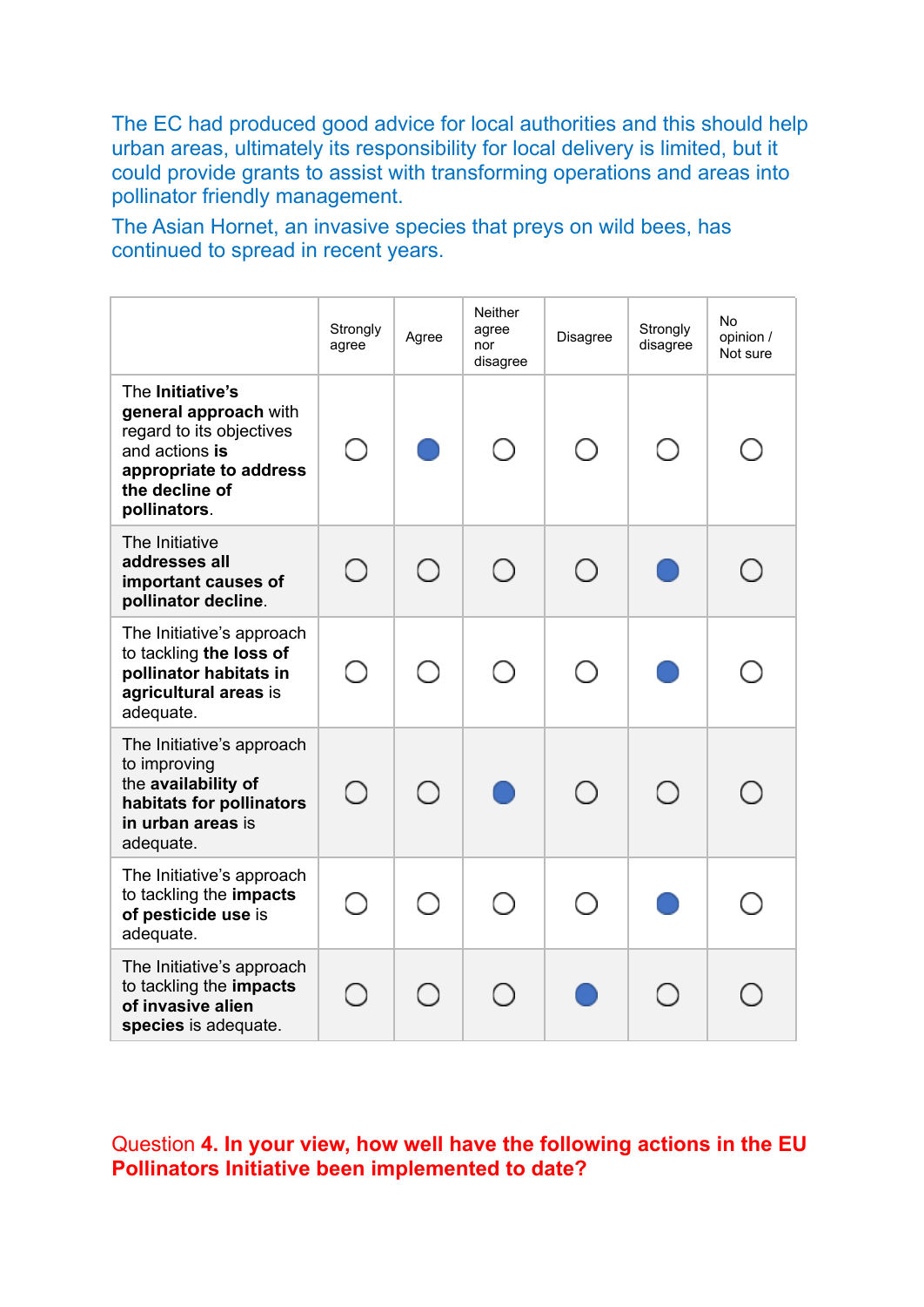The EC had produced good advice for local authorities and this should help urban areas, ultimately its responsibility for local delivery is limited, but it could provide grants to assist with transforming operations and areas into pollinator friendly management.

The Asian Hornet, an invasive species that preys on wild bees, has continued to spread in recent years.

| | Strongly agree | Agree | Neither agree nor disagree | Disagree | Strongly disagree | No opinion / Not sure |
|---|---|---|---|---|---|---|
| The **Initiative's general approach** with regard to its objectives and actions **is appropriate to address the decline of pollinators**. | ○ | ● | ○ | ○ | ○ | ○ |
| The Initiative **addresses all important causes of pollinator decline**. | ○ | ○ | ○ | ○ | ● | ○ |
| The Initiative's approach to tackling **the loss of pollinator habitats in agricultural areas** is adequate. | ○ | ○ | ○ | ○ | ● | ○ |
| The Initiative's approach to improving the **availability of habitats for pollinators in urban areas** is adequate. | ○ | ○ | ● | ○ | ○ | ○ |
| The Initiative's approach to tackling the **impacts of pesticide use** is adequate. | ○ | ○ | ○ | ○ | ● | ○ |
| The Initiative's approach to tackling the **impacts of invasive alien species** is adequate. | ○ | ○ | ○ | ● | ○ | ○ |

Question **4. In your view, how well have the following actions in the EU Pollinators Initiative been implemented to date?**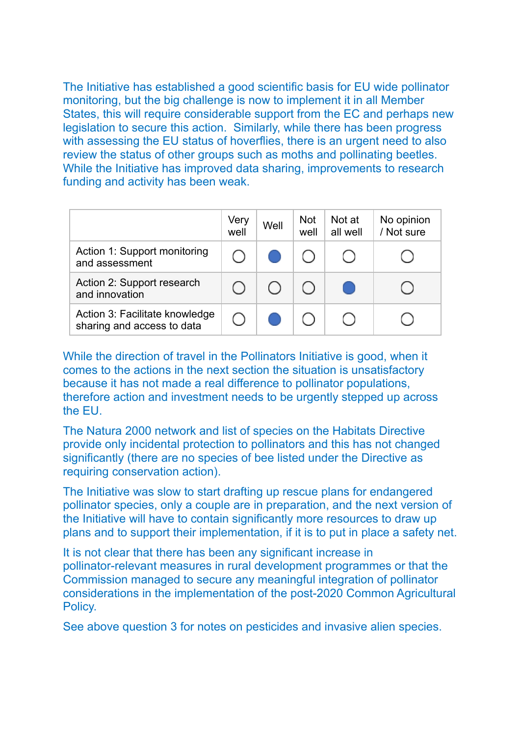The Initiative has established a good scientific basis for EU wide pollinator monitoring, but the big challenge is now to implement it in all Member States, this will require considerable support from the EC and perhaps new legislation to secure this action. Similarly, while there has been progress with assessing the EU status of hoverflies, there is an urgent need to also review the status of other groups such as moths and pollinating beetles. While the Initiative has improved data sharing, improvements to research funding and activity has been weak.

| | Very well | Well | Not well | Not at all well | No opinion / Not sure |
|---|---|---|---|---|---|
| Action 1: Support monitoring and assessment | ○ | ● | ○ | ○ | ○ |
| Action 2: Support research and innovation | ○ | ○ | ○ | ● | ○ |
| Action 3: Facilitate knowledge sharing and access to data | ○ | ● | ○ | ○ | ○ |

While the direction of travel in the Pollinators Initiative is good, when it comes to the actions in the next section the situation is unsatisfactory because it has not made a real difference to pollinator populations, therefore action and investment needs to be urgently stepped up across the EU.

The Natura 2000 network and list of species on the Habitats Directive provide only incidental protection to pollinators and this has not changed significantly (there are no species of bee listed under the Directive as requiring conservation action).

The Initiative was slow to start drafting up rescue plans for endangered pollinator species, only a couple are in preparation, and the next version of the Initiative will have to contain significantly more resources to draw up plans and to support their implementation, if it is to put in place a safety net.

It is not clear that there has been any significant increase in pollinator-relevant measures in rural development programmes or that the Commission managed to secure any meaningful integration of pollinator considerations in the implementation of the post-2020 Common Agricultural Policy.

See above question 3 for notes on pesticides and invasive alien species.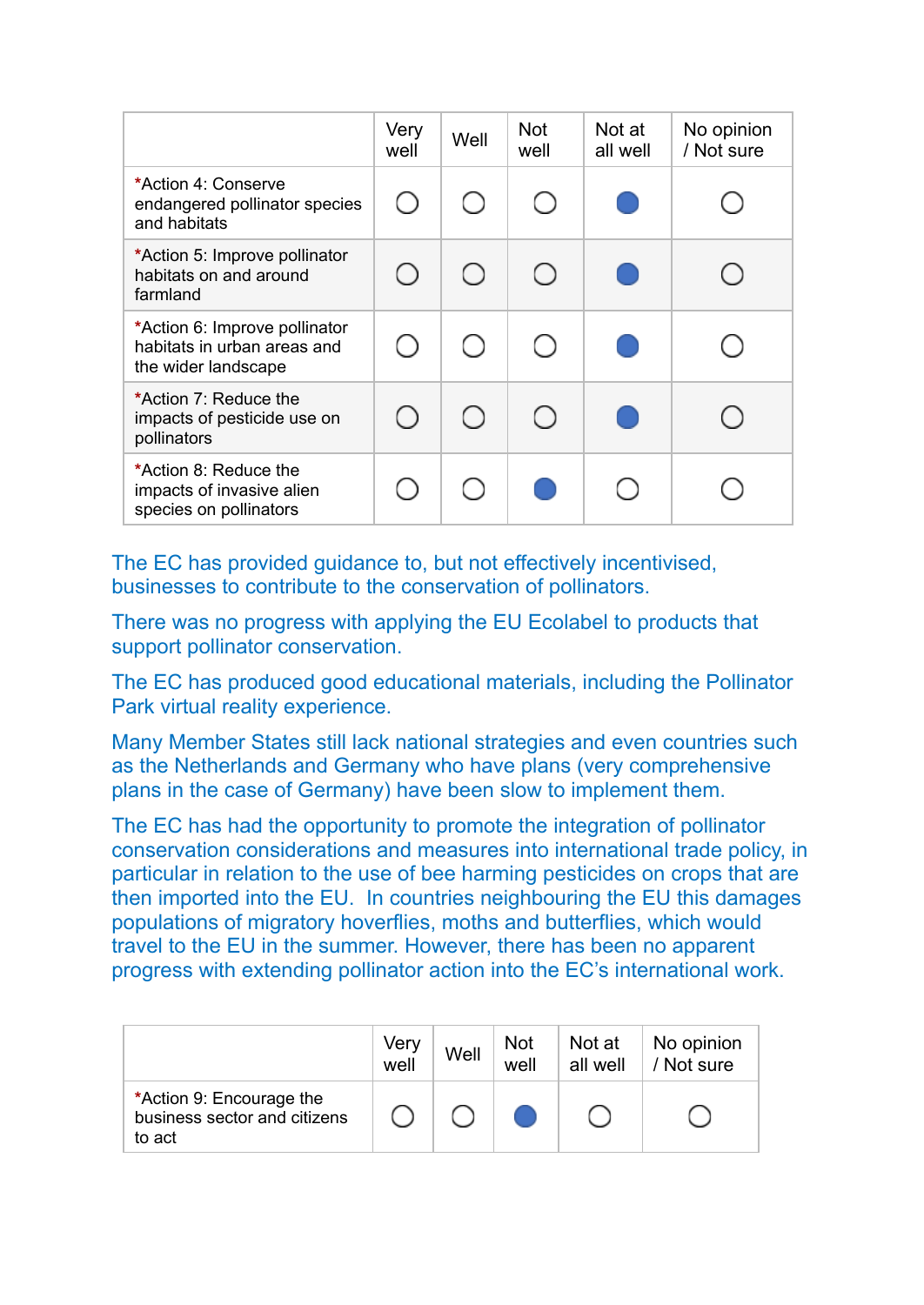| | Very well | Well | Not well | Not at all well | No opinion / Not sure |
|---|---|---|---|---|---|
| *Action 4: Conserve endangered pollinator species and habitats | ○ | ○ | ○ | ● | ○ |
| *Action 5: Improve pollinator habitats on and around farmland | ○ | ○ | ○ | ● | ○ |
| *Action 6: Improve pollinator habitats in urban areas and the wider landscape | ○ | ○ | ○ | ● | ○ |
| *Action 7: Reduce the impacts of pesticide use on pollinators | ○ | ○ | ○ | ● | ○ |
| *Action 8: Reduce the impacts of invasive alien species on pollinators | ○ | ○ | ● | ○ | ○ |

The EC has provided guidance to, but not effectively incentivised, businesses to contribute to the conservation of pollinators.

There was no progress with applying the EU Ecolabel to products that support pollinator conservation.

The EC has produced good educational materials, including the Pollinator Park virtual reality experience.

Many Member States still lack national strategies and even countries such as the Netherlands and Germany who have plans (very comprehensive plans in the case of Germany) have been slow to implement them.

The EC has had the opportunity to promote the integration of pollinator conservation considerations and measures into international trade policy, in particular in relation to the use of bee harming pesticides on crops that are then imported into the EU. In countries neighbouring the EU this damages populations of migratory hoverflies, moths and butterflies, which would travel to the EU in the summer. However, there has been no apparent progress with extending pollinator action into the EC's international work.

| | Very well | Well | Not well | Not at all well | No opinion / Not sure |
|---|---|---|---|---|---|
| *Action 9: Encourage the business sector and citizens to act | ○ | ○ | ● | ○ | ○ |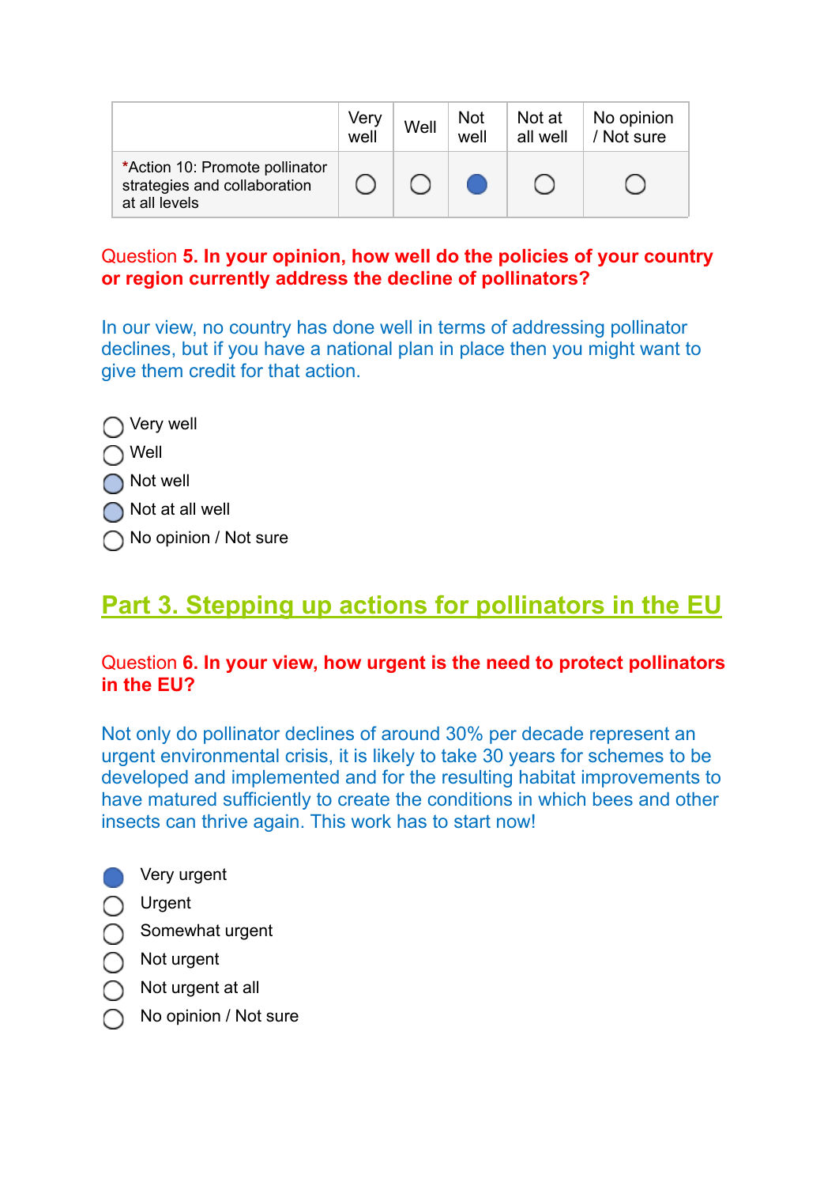| | Very well | Well | Not well | Not at all well | No opinion / Not sure |
|---|---|---|---|---|---|
| *Action 10: Promote pollinator strategies and collaboration at all levels | ○ | ○ | ● | ○ | ○ |

**Question 5. In your opinion, how well do the policies of your country or region currently address the decline of pollinators?**

In our view, no country has done well in terms of addressing pollinator declines, but if you have a national plan in place then you might want to give them credit for that action.

- ○ Very well
- ○ Well
- ● Not well
- ● Not at all well
- ○ No opinion / Not sure

## Part 3. Stepping up actions for pollinators in the EU

**Question 6. In your view, how urgent is the need to protect pollinators in the EU?**

Not only do pollinator declines of around 30% per decade represent an urgent environmental crisis, it is likely to take 30 years for schemes to be developed and implemented and for the resulting habitat improvements to have matured sufficiently to create the conditions in which bees and other insects can thrive again. This work has to start now!

- ● Very urgent
- ○ Urgent
- ○ Somewhat urgent
- ○ Not urgent
- ○ Not urgent at all
- ○ No opinion / Not sure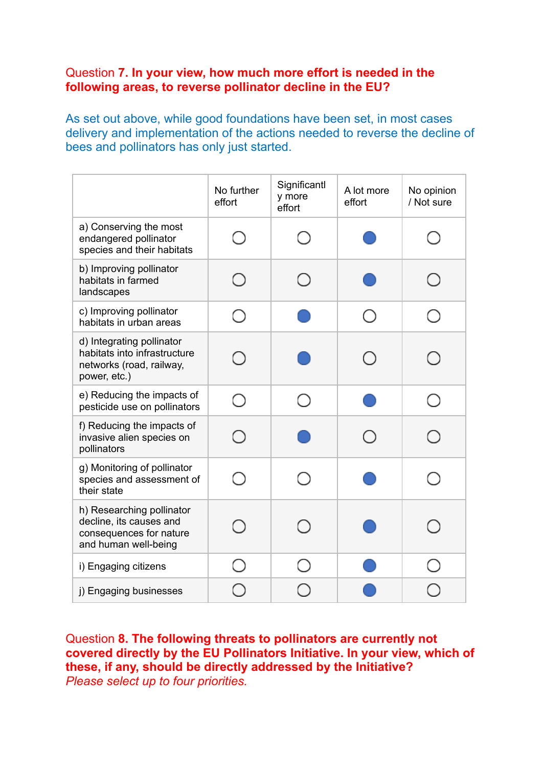Question **7. In your view, how much more effort is needed in the following areas, to reverse pollinator decline in the EU?**

As set out above, while good foundations have been set, in most cases delivery and implementation of the actions needed to reverse the decline of bees and pollinators has only just started.

| | No further effort | Significantly more effort | A lot more effort | No opinion / Not sure |
|---|---|---|---|---|
| a) Conserving the most endangered pollinator species and their habitats | ○ | ○ | ● | ○ |
| b) Improving pollinator habitats in farmed landscapes | ○ | ○ | ● | ○ |
| c) Improving pollinator habitats in urban areas | ○ | ● | ○ | ○ |
| d) Integrating pollinator habitats into infrastructure networks (road, railway, power, etc.) | ○ | ● | ○ | ○ |
| e) Reducing the impacts of pesticide use on pollinators | ○ | ○ | ● | ○ |
| f) Reducing the impacts of invasive alien species on pollinators | ○ | ● | ○ | ○ |
| g) Monitoring of pollinator species and assessment of their state | ○ | ○ | ● | ○ |
| h) Researching pollinator decline, its causes and consequences for nature and human well-being | ○ | ○ | ● | ○ |
| i) Engaging citizens | ○ | ○ | ● | ○ |
| j) Engaging businesses | ○ | ○ | ● | ○ |

Question **8. The following threats to pollinators are currently not covered directly by the EU Pollinators Initiative. In your view, which of these, if any, should be directly addressed by the Initiative?**
*Please select up to four priorities.*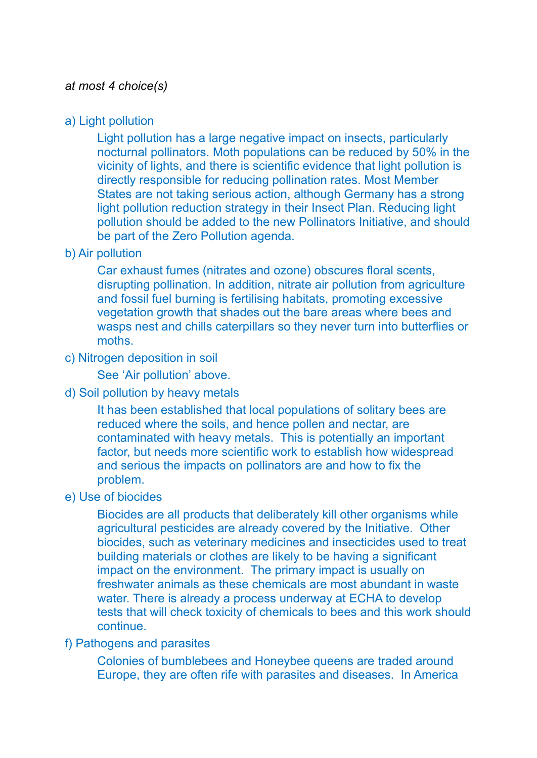*at most 4 choice(s)*

a) Light pollution

> Light pollution has a large negative impact on insects, particularly nocturnal pollinators. Moth populations can be reduced by 50% in the vicinity of lights, and there is scientific evidence that light pollution is directly responsible for reducing pollination rates. Most Member States are not taking serious action, although Germany has a strong light pollution reduction strategy in their Insect Plan. Reducing light pollution should be added to the new Pollinators Initiative, and should be part of the Zero Pollution agenda.

b) Air pollution

> Car exhaust fumes (nitrates and ozone) obscures floral scents, disrupting pollination. In addition, nitrate air pollution from agriculture and fossil fuel burning is fertilising habitats, promoting excessive vegetation growth that shades out the bare areas where bees and wasps nest and chills caterpillars so they never turn into butterflies or moths.

c) Nitrogen deposition in soil

> See 'Air pollution' above.

d) Soil pollution by heavy metals

> It has been established that local populations of solitary bees are reduced where the soils, and hence pollen and nectar, are contaminated with heavy metals. This is potentially an important factor, but needs more scientific work to establish how widespread and serious the impacts on pollinators are and how to fix the problem.

e) Use of biocides

> Biocides are all products that deliberately kill other organisms while agricultural pesticides are already covered by the Initiative. Other biocides, such as veterinary medicines and insecticides used to treat building materials or clothes are likely to be having a significant impact on the environment. The primary impact is usually on freshwater animals as these chemicals are most abundant in waste water. There is already a process underway at ECHA to develop tests that will check toxicity of chemicals to bees and this work should continue.

f) Pathogens and parasites

> Colonies of bumblebees and Honeybee queens are traded around Europe, they are often rife with parasites and diseases. In America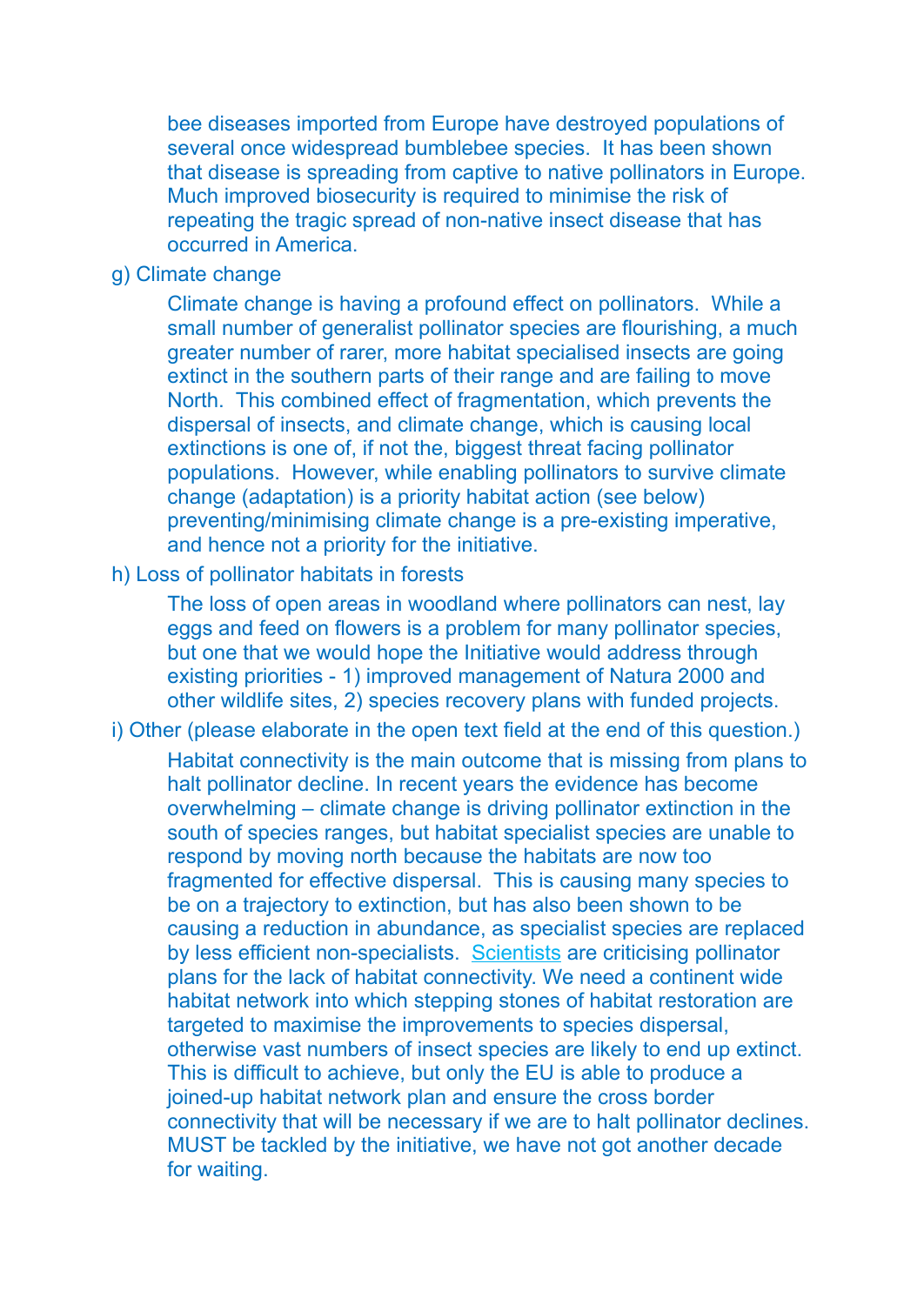bee diseases imported from Europe have destroyed populations of several once widespread bumblebee species. It has been shown that disease is spreading from captive to native pollinators in Europe. Much improved biosecurity is required to minimise the risk of repeating the tragic spread of non-native insect disease that has occurred in America.

g) Climate change

Climate change is having a profound effect on pollinators. While a small number of generalist pollinator species are flourishing, a much greater number of rarer, more habitat specialised insects are going extinct in the southern parts of their range and are failing to move North. This combined effect of fragmentation, which prevents the dispersal of insects, and climate change, which is causing local extinctions is one of, if not the, biggest threat facing pollinator populations. However, while enabling pollinators to survive climate change (adaptation) is a priority habitat action (see below) preventing/minimising climate change is a pre-existing imperative, and hence not a priority for the initiative.

h) Loss of pollinator habitats in forests

The loss of open areas in woodland where pollinators can nest, lay eggs and feed on flowers is a problem for many pollinator species, but one that we would hope the Initiative would address through existing priorities - 1) improved management of Natura 2000 and other wildlife sites, 2) species recovery plans with funded projects.

i) Other (please elaborate in the open text field at the end of this question.)

Habitat connectivity is the main outcome that is missing from plans to halt pollinator decline. In recent years the evidence has become overwhelming – climate change is driving pollinator extinction in the south of species ranges, but habitat specialist species are unable to respond by moving north because the habitats are now too fragmented for effective dispersal. This is causing many species to be on a trajectory to extinction, but has also been shown to be causing a reduction in abundance, as specialist species are replaced by less efficient non-specialists. Scientists are criticising pollinator plans for the lack of habitat connectivity. We need a continent wide habitat network into which stepping stones of habitat restoration are targeted to maximise the improvements to species dispersal, otherwise vast numbers of insect species are likely to end up extinct. This is difficult to achieve, but only the EU is able to produce a joined-up habitat network plan and ensure the cross border connectivity that will be necessary if we are to halt pollinator declines. MUST be tackled by the initiative, we have not got another decade for waiting.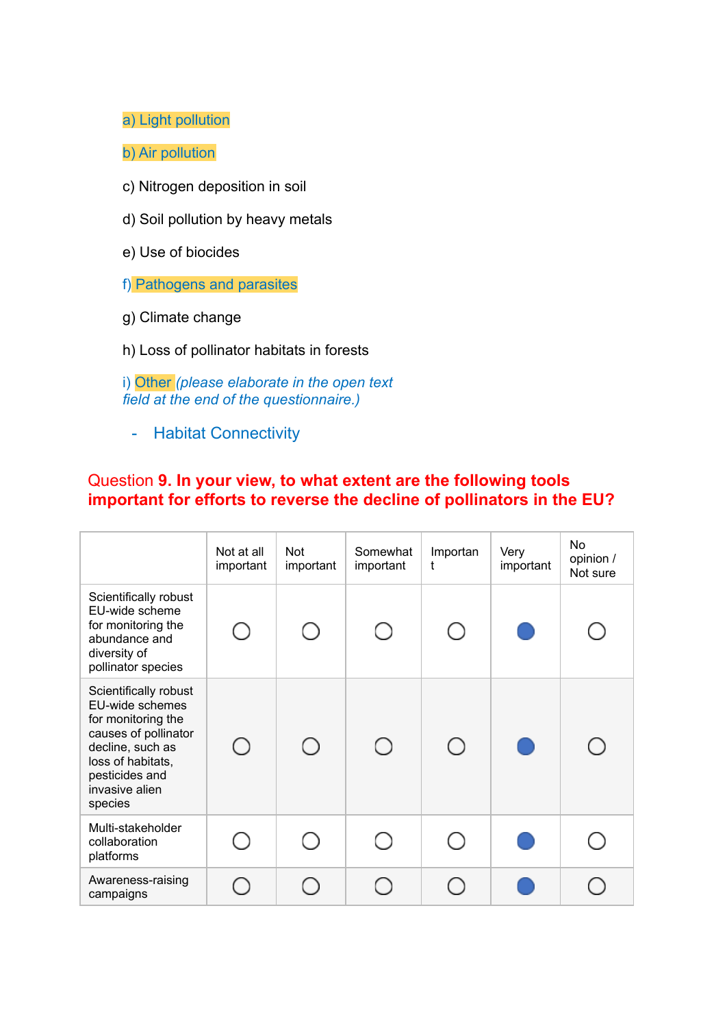a) Light pollution

b) Air pollution

c) Nitrogen deposition in soil

d) Soil pollution by heavy metals

e) Use of biocides

f) Pathogens and parasites

g) Climate change

h) Loss of pollinator habitats in forests

i) Other *(please elaborate in the open text field at the end of the questionnaire.)*

- Habitat Connectivity

**Question 9. In your view, to what extent are the following tools important for efforts to reverse the decline of pollinators in the EU?**

| | Not at all important | Not important | Somewhat important | Important | Very important | No opinion / Not sure |
|---|---|---|---|---|---|---|
| Scientifically robust EU-wide scheme for monitoring the abundance and diversity of pollinator species | ○ | ○ | ○ | ○ | ● | ○ |
| Scientifically robust EU-wide schemes for monitoring the causes of pollinator decline, such as loss of habitats, pesticides and invasive alien species | ○ | ○ | ○ | ○ | ● | ○ |
| Multi-stakeholder collaboration platforms | ○ | ○ | ○ | ○ | ● | ○ |
| Awareness-raising campaigns | ○ | ○ | ○ | ○ | ● | ○ |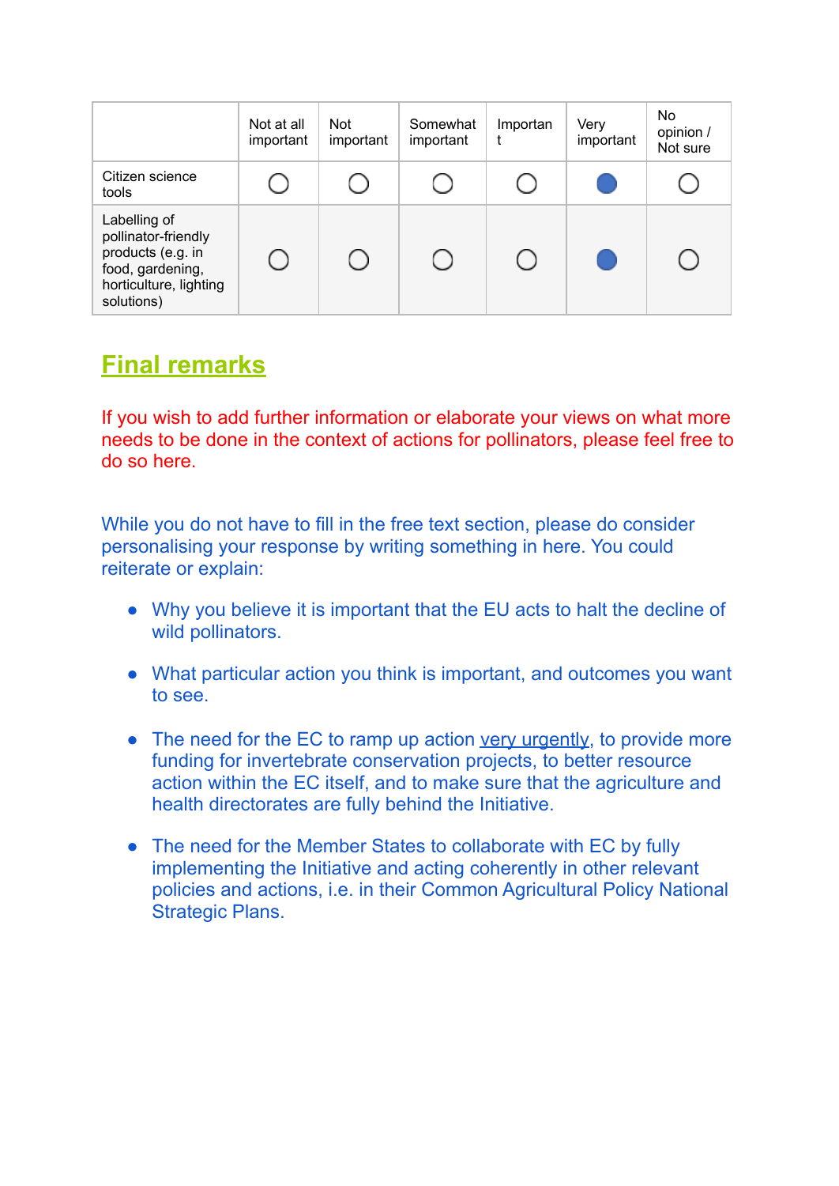| | Not at all important | Not important | Somewhat important | Important | Very important | No opinion / Not sure |
|---|---|---|---|---|---|---|
| Citizen science tools | ○ | ○ | ○ | ○ | ● | ○ |
| Labelling of pollinator-friendly products (e.g. in food, gardening, horticulture, lighting solutions) | ○ | ○ | ○ | ○ | ● | ○ |

## Final remarks

If you wish to add further information or elaborate your views on what more needs to be done in the context of actions for pollinators, please feel free to do so here.

While you do not have to fill in the free text section, please do consider personalising your response by writing something in here. You could reiterate or explain:

- Why you believe it is important that the EU acts to halt the decline of wild pollinators.
- What particular action you think is important, and outcomes you want to see.
- The need for the EC to ramp up action very urgently, to provide more funding for invertebrate conservation projects, to better resource action within the EC itself, and to make sure that the agriculture and health directorates are fully behind the Initiative.
- The need for the Member States to collaborate with EC by fully implementing the Initiative and acting coherently in other relevant policies and actions, i.e. in their Common Agricultural Policy National Strategic Plans.